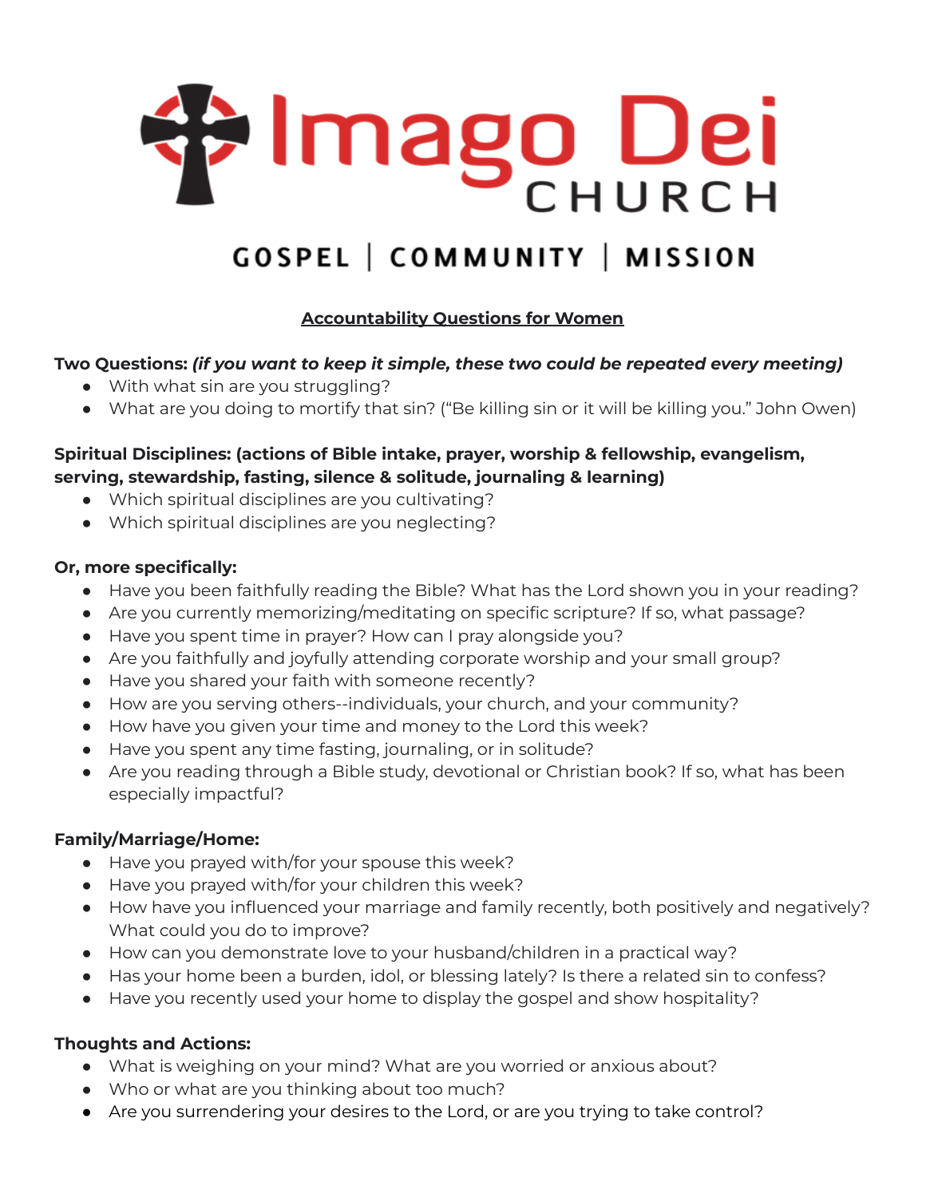# Imago Dei CHURCH

GOSPEL | COMMUNITY | MISSION

## Accountability Questions for Women

**Two Questions:** ***(if you want to keep it simple, these two could be repeated every meeting)***

- With what sin are you struggling?
- What are you doing to mortify that sin? ("Be killing sin or it will be killing you." John Owen)

**Spiritual Disciplines: (actions of Bible intake, prayer, worship & fellowship, evangelism, serving, stewardship, fasting, silence & solitude, journaling & learning)**

- Which spiritual disciplines are you cultivating?
- Which spiritual disciplines are you neglecting?

**Or, more specifically:**

- Have you been faithfully reading the Bible? What has the Lord shown you in your reading?
- Are you currently memorizing/meditating on specific scripture? If so, what passage?
- Have you spent time in prayer? How can I pray alongside you?
- Are you faithfully and joyfully attending corporate worship and your small group?
- Have you shared your faith with someone recently?
- How are you serving others--individuals, your church, and your community?
- How have you given your time and money to the Lord this week?
- Have you spent any time fasting, journaling, or in solitude?
- Are you reading through a Bible study, devotional or Christian book? If so, what has been especially impactful?

**Family/Marriage/Home:**

- Have you prayed with/for your spouse this week?
- Have you prayed with/for your children this week?
- How have you influenced your marriage and family recently, both positively and negatively? What could you do to improve?
- How can you demonstrate love to your husband/children in a practical way?
- Has your home been a burden, idol, or blessing lately? Is there a related sin to confess?
- Have you recently used your home to display the gospel and show hospitality?

**Thoughts and Actions:**

- What is weighing on your mind? What are you worried or anxious about?
- Who or what are you thinking about too much?
- Are you surrendering your desires to the Lord, or are you trying to take control?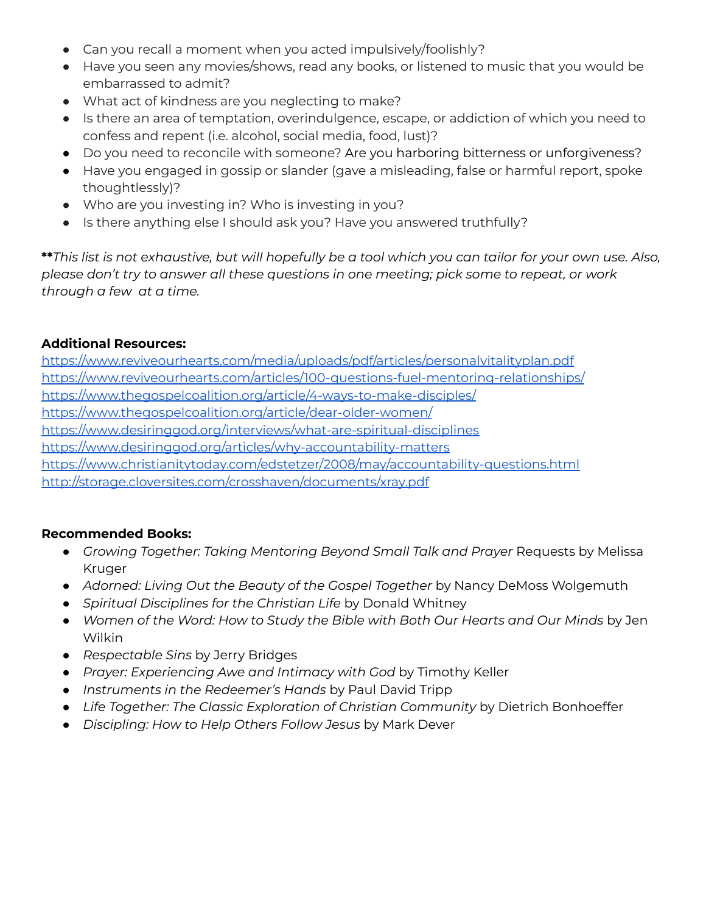- Can you recall a moment when you acted impulsively/foolishly?
- Have you seen any movies/shows, read any books, or listened to music that you would be embarrassed to admit?
- What act of kindness are you neglecting to make?
- Is there an area of temptation, overindulgence, escape, or addiction of which you need to confess and repent (i.e. alcohol, social media, food, lust)?
- Do you need to reconcile with someone? Are you harboring bitterness or unforgiveness?
- Have you engaged in gossip or slander (gave a misleading, false or harmful report, spoke thoughtlessly)?
- Who are you investing in? Who is investing in you?
- Is there anything else I should ask you? Have you answered truthfully?

**\*\****This list is not exhaustive, but will hopefully be a tool which you can tailor for your own use. Also, please don't try to answer all these questions in one meeting; pick some to repeat, or work through a few at a time.*

**Additional Resources:**

https://www.reviveourhearts.com/media/uploads/pdf/articles/personalvitalityplan.pdf
https://www.reviveourhearts.com/articles/100-questions-fuel-mentoring-relationships/
https://www.thegospelcoalition.org/article/4-ways-to-make-disciples/
https://www.thegospelcoalition.org/article/dear-older-women/
https://www.desiringgod.org/interviews/what-are-spiritual-disciplines
https://www.desiringgod.org/articles/why-accountability-matters
https://www.christianitytoday.com/edstetzer/2008/may/accountability-questions.html
http://storage.cloversites.com/crosshaven/documents/xray.pdf

**Recommended Books:**

- *Growing Together: Taking Mentoring Beyond Small Talk and Prayer* Requests by Melissa Kruger
- *Adorned: Living Out the Beauty of the Gospel Together* by Nancy DeMoss Wolgemuth
- *Spiritual Disciplines for the Christian Life* by Donald Whitney
- *Women of the Word: How to Study the Bible with Both Our Hearts and Our Minds* by Jen Wilkin
- *Respectable Sins* by Jerry Bridges
- *Prayer: Experiencing Awe and Intimacy with God* by Timothy Keller
- *Instruments in the Redeemer's Hands* by Paul David Tripp
- *Life Together: The Classic Exploration of Christian Community* by Dietrich Bonhoeffer
- *Discipling: How to Help Others Follow Jesus* by Mark Dever